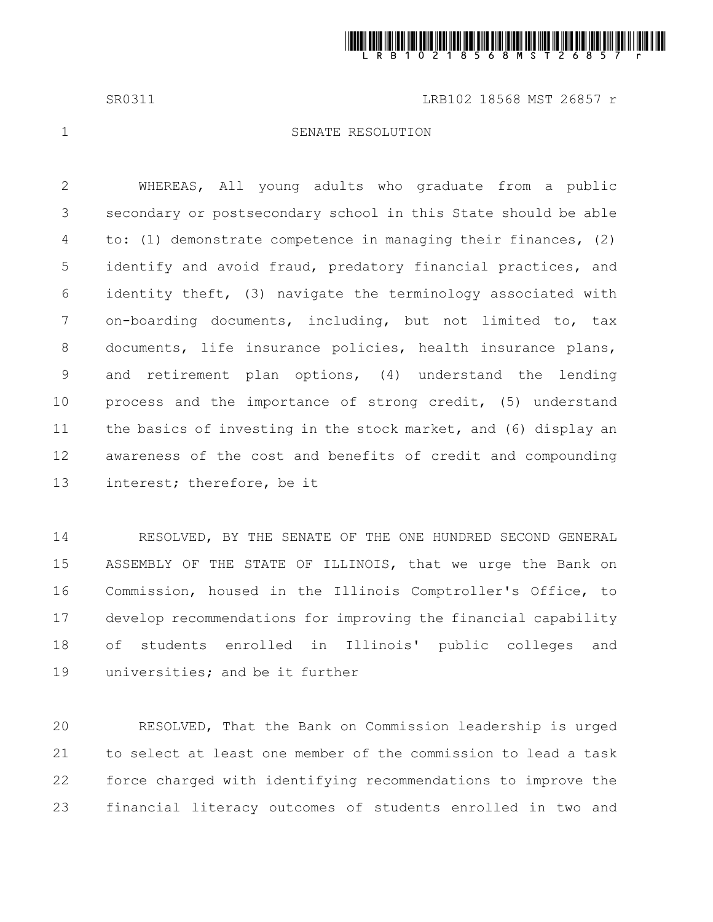SR0311 LRB102 18568 MST 26857 r

# SENATE RESOLUTION

WHEREAS, All young adults who graduate from a public secondary or postsecondary school in this State should be able to: (1) demonstrate competence in managing their finances, (2) identify and avoid fraud, predatory financial practices, and identity theft, (3) navigate the terminology associated with on-boarding documents, including, but not limited to, tax documents, life insurance policies, health insurance plans, and retirement plan options, (4) understand the lending process and the importance of strong credit, (5) understand the basics of investing in the stock market, and (6) display an awareness of the cost and benefits of credit and compounding interest; therefore, be it

RESOLVED, BY THE SENATE OF THE ONE HUNDRED SECOND GENERAL ASSEMBLY OF THE STATE OF ILLINOIS, that we urge the Bank on Commission, housed in the Illinois Comptroller's Office, to develop recommendations for improving the financial capability of students enrolled in Illinois' public colleges and universities; and be it further

RESOLVED, That the Bank on Commission leadership is urged to select at least one member of the commission to lead a task force charged with identifying recommendations to improve the financial literacy outcomes of students enrolled in two and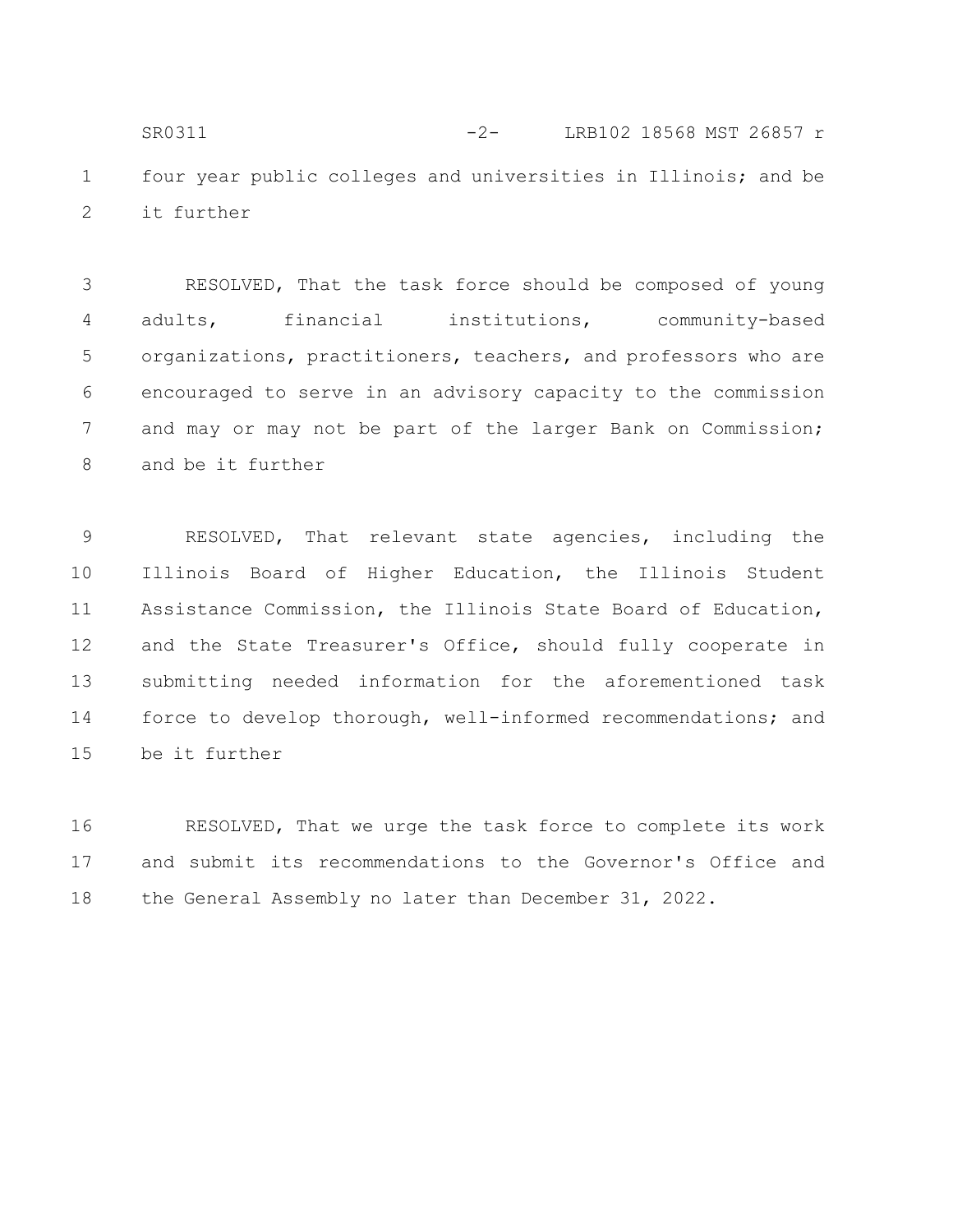four year public colleges and universities in Illinois; and be it further

RESOLVED, That the task force should be composed of young adults, financial institutions, community-based organizations, practitioners, teachers, and professors who are encouraged to serve in an advisory capacity to the commission and may or may not be part of the larger Bank on Commission; and be it further

RESOLVED, That relevant state agencies, including the Illinois Board of Higher Education, the Illinois Student Assistance Commission, the Illinois State Board of Education, and the State Treasurer's Office, should fully cooperate in submitting needed information for the aforementioned task force to develop thorough, well-informed recommendations; and be it further

RESOLVED, That we urge the task force to complete its work and submit its recommendations to the Governor's Office and the General Assembly no later than December 31, 2022.